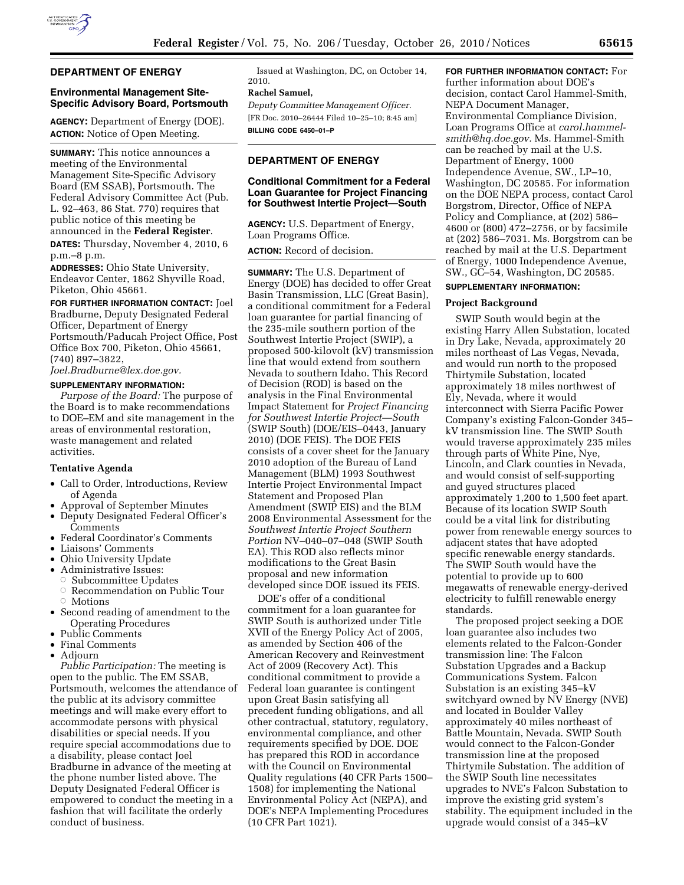## DEPARTMENT OF ENERGY

### Environmental Management Site-Specific Advisory Board, Portsmouth

**AGENCY:** Department of Energy (DOE).

**ACTION:** Notice of Open Meeting.

**SUMMARY:** This notice announces a meeting of the Environmental Management Site-Specific Advisory Board (EM SSAB), Portsmouth. The Federal Advisory Committee Act (Pub. L. 92–463, 86 Stat. 770) requires that public notice of this meeting be announced in the **Federal Register**.

**DATES:** Thursday, November 4, 2010, 6 p.m.–8 p.m.

**ADDRESSES:** Ohio State University, Endeavor Center, 1862 Shyville Road, Piketon, Ohio 45661.

**FOR FURTHER INFORMATION CONTACT:** Joel Bradburne, Deputy Designated Federal Officer, Department of Energy Portsmouth/Paducah Project Office, Post Office Box 700, Piketon, Ohio 45661, (740) 897–3822, *Joel.Bradburne@lex.doe.gov.*

**SUPPLEMENTARY INFORMATION:**

*Purpose of the Board:* The purpose of the Board is to make recommendations to DOE–EM and site management in the areas of environmental restoration, waste management and related activities.

#### Tentative Agenda

- Call to Order, Introductions, Review of Agenda
- Approval of September Minutes
- Deputy Designated Federal Officer's Comments
- Federal Coordinator's Comments
- Liaisons' Comments
- Ohio University Update
- Administrative Issues:
  - Subcommittee Updates
  - Recommendation on Public Tour
  - Motions
- Second reading of amendment to the Operating Procedures
- Public Comments
- Final Comments
- Adjourn

*Public Participation:* The meeting is open to the public. The EM SSAB, Portsmouth, welcomes the attendance of the public at its advisory committee meetings and will make every effort to accommodate persons with physical disabilities or special needs. If you require special accommodations due to a disability, please contact Joel Bradburne in advance of the meeting at the phone number listed above. The Deputy Designated Federal Officer is empowered to conduct the meeting in a fashion that will facilitate the orderly conduct of business.

Issued at Washington, DC, on October 14, 2010.

**Rachel Samuel,**

*Deputy Committee Management Officer.*

[FR Doc. 2010–26444 Filed 10–25–10; 8:45 am]

**BILLING CODE 6450–01–P**

## DEPARTMENT OF ENERGY

### Conditional Commitment for a Federal Loan Guarantee for Project Financing for Southwest Intertie Project—South

**AGENCY:** U.S. Department of Energy, Loan Programs Office.

**ACTION:** Record of decision.

**SUMMARY:** The U.S. Department of Energy (DOE) has decided to offer Great Basin Transmission, LLC (Great Basin), a conditional commitment for a Federal loan guarantee for partial financing of the 235-mile southern portion of the Southwest Intertie Project (SWIP), a proposed 500-kilovolt (kV) transmission line that would extend from southern Nevada to southern Idaho. This Record of Decision (ROD) is based on the analysis in the Final Environmental Impact Statement for *Project Financing for Southwest Intertie Project—South* (SWIP South) (DOE/EIS–0443, January 2010) (DOE FEIS). The DOE FEIS consists of a cover sheet for the January 2010 adoption of the Bureau of Land Management (BLM) 1993 Southwest Intertie Project Environmental Impact Statement and Proposed Plan Amendment (SWIP EIS) and the BLM 2008 Environmental Assessment for the *Southwest Intertie Project Southern Portion* NV–040–07–048 (SWIP South EA). This ROD also reflects minor modifications to the Great Basin proposal and new information developed since DOE issued its FEIS.

DOE's offer of a conditional commitment for a loan guarantee for SWIP South is authorized under Title XVII of the Energy Policy Act of 2005, as amended by Section 406 of the American Recovery and Reinvestment Act of 2009 (Recovery Act). This conditional commitment to provide a Federal loan guarantee is contingent upon Great Basin satisfying all precedent funding obligations, and all other contractual, statutory, regulatory, environmental compliance, and other requirements specified by DOE. DOE has prepared this ROD in accordance with the Council on Environmental Quality regulations (40 CFR Parts 1500–1508) for implementing the National Environmental Policy Act (NEPA), and DOE's NEPA Implementing Procedures (10 CFR Part 1021).

**FOR FURTHER INFORMATION CONTACT:** For further information about DOE's decision, contact Carol Hammel-Smith, NEPA Document Manager, Environmental Compliance Division, Loan Programs Office at *carol.hammel-smith@hq.doe.gov.* Ms. Hammel-Smith can be reached by mail at the U.S. Department of Energy, 1000 Independence Avenue, SW., LP–10, Washington, DC 20585. For information on the DOE NEPA process, contact Carol Borgstrom, Director, Office of NEPA Policy and Compliance, at (202) 586–4600 or (800) 472–2756, or by facsimile at (202) 586–7031. Ms. Borgstrom can be reached by mail at the U.S. Department of Energy, 1000 Independence Avenue, SW., GC–54, Washington, DC 20585.

**SUPPLEMENTARY INFORMATION:**

#### Project Background

SWIP South would begin at the existing Harry Allen Substation, located in Dry Lake, Nevada, approximately 20 miles northeast of Las Vegas, Nevada, and would run north to the proposed Thirtymile Substation, located approximately 18 miles northwest of Ely, Nevada, where it would interconnect with Sierra Pacific Power Company's existing Falcon-Gonder 345–kV transmission line. The SWIP South would traverse approximately 235 miles through parts of White Pine, Nye, Lincoln, and Clark counties in Nevada, and would consist of self-supporting and guyed structures placed approximately 1,200 to 1,500 feet apart. Because of its location SWIP South could be a vital link for distributing power from renewable energy sources to adjacent states that have adopted specific renewable energy standards. The SWIP South would have the potential to provide up to 600 megawatts of renewable energy-derived electricity to fulfill renewable energy standards.

The proposed project seeking a DOE loan guarantee also includes two elements related to the Falcon-Gonder transmission line: The Falcon Substation Upgrades and a Backup Communications System. Falcon Substation is an existing 345–kV switchyard owned by NV Energy (NVE) and located in Boulder Valley approximately 40 miles northeast of Battle Mountain, Nevada. SWIP South would connect to the Falcon-Gonder transmission line at the proposed Thirtymile Substation. The addition of the SWIP South line necessitates upgrades to NVE's Falcon Substation to improve the existing grid system's stability. The equipment included in the upgrade would consist of a 345–kV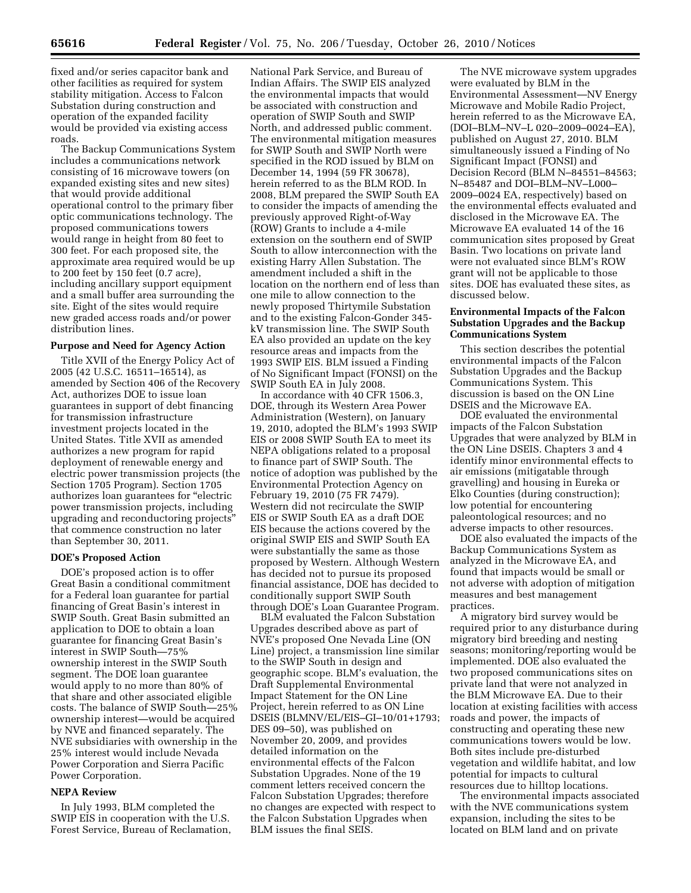fixed and/or series capacitor bank and other facilities as required for system stability mitigation. Access to Falcon Substation during construction and operation of the expanded facility would be provided via existing access roads.

The Backup Communications System includes a communications network consisting of 16 microwave towers (on expanded existing sites and new sites) that would provide additional operational control to the primary fiber optic communications technology. The proposed communications towers would range in height from 80 feet to 300 feet. For each proposed site, the approximate area required would be up to 200 feet by 150 feet (0.7 acre), including ancillary support equipment and a small buffer area surrounding the site. Eight of the sites would require new graded access roads and/or power distribution lines.

**Purpose and Need for Agency Action**

Title XVII of the Energy Policy Act of 2005 (42 U.S.C. 16511–16514), as amended by Section 406 of the Recovery Act, authorizes DOE to issue loan guarantees in support of debt financing for transmission infrastructure investment projects located in the United States. Title XVII as amended authorizes a new program for rapid deployment of renewable energy and electric power transmission projects (the Section 1705 Program). Section 1705 authorizes loan guarantees for "electric power transmission projects, including upgrading and reconductoring projects" that commence construction no later than September 30, 2011.

**DOE's Proposed Action**

DOE's proposed action is to offer Great Basin a conditional commitment for a Federal loan guarantee for partial financing of Great Basin's interest in SWIP South. Great Basin submitted an application to DOE to obtain a loan guarantee for financing Great Basin's interest in SWIP South—75% ownership interest in the SWIP South segment. The DOE loan guarantee would apply to no more than 80% of that share and other associated eligible costs. The balance of SWIP South—25% ownership interest—would be acquired by NVE and financed separately. The NVE subsidiaries with ownership in the 25% interest would include Nevada Power Corporation and Sierra Pacific Power Corporation.

**NEPA Review**

In July 1993, BLM completed the SWIP EIS in cooperation with the U.S. Forest Service, Bureau of Reclamation, National Park Service, and Bureau of Indian Affairs. The SWIP EIS analyzed the environmental impacts that would be associated with construction and operation of SWIP South and SWIP North, and addressed public comment. The environmental mitigation measures for SWIP South and SWIP North were specified in the ROD issued by BLM on December 14, 1994 (59 FR 30678), herein referred to as the BLM ROD. In 2008, BLM prepared the SWIP South EA to consider the impacts of amending the previously approved Right-of-Way (ROW) Grants to include a 4-mile extension on the southern end of SWIP South to allow interconnection with the existing Harry Allen Substation. The amendment included a shift in the location on the northern end of less than one mile to allow connection to the newly proposed Thirtymile Substation and to the existing Falcon-Gonder 345-kV transmission line. The SWIP South EA also provided an update on the key resource areas and impacts from the 1993 SWIP EIS. BLM issued a Finding of No Significant Impact (FONSI) on the SWIP South EA in July 2008.

In accordance with 40 CFR 1506.3, DOE, through its Western Area Power Administration (Western), on January 19, 2010, adopted the BLM's 1993 SWIP EIS or 2008 SWIP South EA to meet its NEPA obligations related to a proposal to finance part of SWIP South. The notice of adoption was published by the Environmental Protection Agency on February 19, 2010 (75 FR 7479). Western did not recirculate the SWIP EIS or SWIP South EA as a draft DOE EIS because the actions covered by the original SWIP EIS and SWIP South EA were substantially the same as those proposed by Western. Although Western has decided not to pursue its proposed financial assistance, DOE has decided to conditionally support SWIP South through DOE's Loan Guarantee Program.

BLM evaluated the Falcon Substation Upgrades described above as part of NVE's proposed One Nevada Line (ON Line) project, a transmission line similar to the SWIP South in design and geographic scope. BLM's evaluation, the Draft Supplemental Environmental Impact Statement for the ON Line Project, herein referred to as ON Line DSEIS (BLMNV/EL/EIS–GI–10/01+1793; DES 09–50), was published on November 20, 2009, and provides detailed information on the environmental effects of the Falcon Substation Upgrades. None of the 19 comment letters received concern the Falcon Substation Upgrades; therefore no changes are expected with respect to the Falcon Substation Upgrades when BLM issues the final SEIS.

The NVE microwave system upgrades were evaluated by BLM in the Environmental Assessment—NV Energy Microwave and Mobile Radio Project, herein referred to as the Microwave EA, (DOI–BLM–NV–L 020–2009–0024–EA), published on August 27, 2010. BLM simultaneously issued a Finding of No Significant Impact (FONSI) and Decision Record (BLM N–84551–84563; N–85487 and DOI–BLM–NV–L000–2009–0024 EA, respectively) based on the environmental effects evaluated and disclosed in the Microwave EA. The Microwave EA evaluated 14 of the 16 communication sites proposed by Great Basin. Two locations on private land were not evaluated since BLM's ROW grant will not be applicable to those sites. DOE has evaluated these sites, as discussed below.

**Environmental Impacts of the Falcon Substation Upgrades and the Backup Communications System**

This section describes the potential environmental impacts of the Falcon Substation Upgrades and the Backup Communications System. This discussion is based on the ON Line DSEIS and the Microwave EA.

DOE evaluated the environmental impacts of the Falcon Substation Upgrades that were analyzed by BLM in the ON Line DSEIS. Chapters 3 and 4 identify minor environmental effects to air emissions (mitigatable through gravelling) and housing in Eureka or Elko Counties (during construction); low potential for encountering paleontological resources; and no adverse impacts to other resources.

DOE also evaluated the impacts of the Backup Communications System as analyzed in the Microwave EA, and found that impacts would be small or not adverse with adoption of mitigation measures and best management practices.

A migratory bird survey would be required prior to any disturbance during migratory bird breeding and nesting seasons; monitoring/reporting would be implemented. DOE also evaluated the two proposed communications sites on private land that were not analyzed in the BLM Microwave EA. Due to their location at existing facilities with access roads and power, the impacts of constructing and operating these new communications towers would be low. Both sites include pre-disturbed vegetation and wildlife habitat, and low potential for impacts to cultural resources due to hilltop locations.

The environmental impacts associated with the NVE communications system expansion, including the sites to be located on BLM land and on private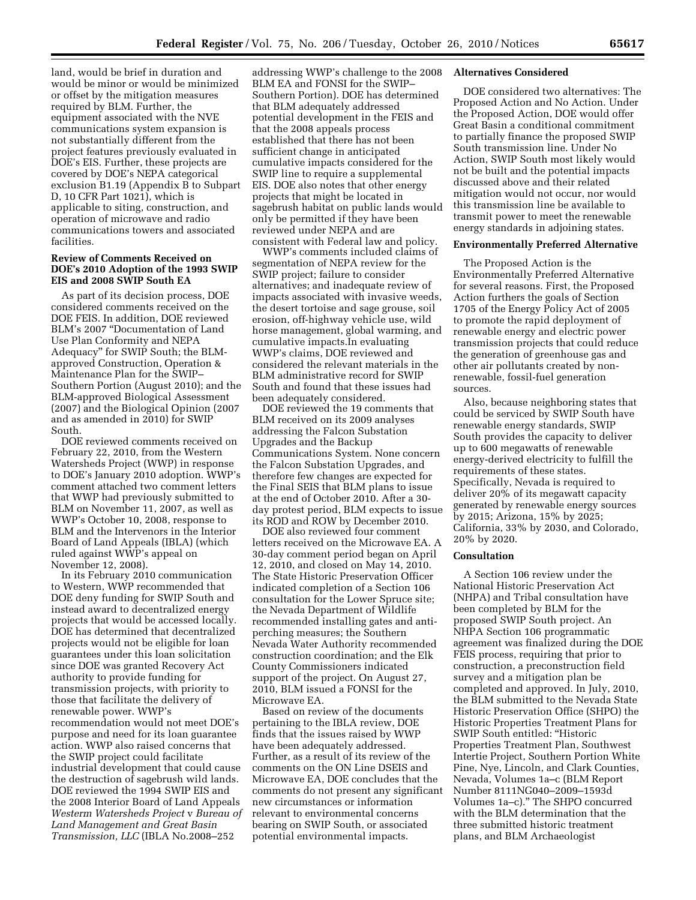land, would be brief in duration and would be minor or would be minimized or offset by the mitigation measures required by BLM. Further, the equipment associated with the NVE communications system expansion is not substantially different from the project features previously evaluated in DOE's EIS. Further, these projects are covered by DOE's NEPA categorical exclusion B1.19 (Appendix B to Subpart D, 10 CFR Part 1021), which is applicable to siting, construction, and operation of microwave and radio communications towers and associated facilities.

### Review of Comments Received on DOE's 2010 Adoption of the 1993 SWIP EIS and 2008 SWIP South EA

As part of its decision process, DOE considered comments received on the DOE FEIS. In addition, DOE reviewed BLM's 2007 "Documentation of Land Use Plan Conformity and NEPA Adequacy" for SWIP South; the BLM-approved Construction, Operation & Maintenance Plan for the SWIP–Southern Portion (August 2010); and the BLM-approved Biological Assessment (2007) and the Biological Opinion (2007 and as amended in 2010) for SWIP South.

DOE reviewed comments received on February 22, 2010, from the Western Watersheds Project (WWP) in response to DOE's January 2010 adoption. WWP's comment attached two comment letters that WWP had previously submitted to BLM on November 11, 2007, as well as WWP's October 10, 2008, response to BLM and the Intervenors in the Interior Board of Land Appeals (IBLA) (which ruled against WWP's appeal on November 12, 2008).

In its February 2010 communication to Western, WWP recommended that DOE deny funding for SWIP South and instead award to decentralized energy projects that would be accessed locally. DOE has determined that decentralized projects would not be eligible for loan guarantees under this loan solicitation since DOE was granted Recovery Act authority to provide funding for transmission projects, with priority to those that facilitate the delivery of renewable power. WWP's recommendation would not meet DOE's purpose and need for its loan guarantee action. WWP also raised concerns that the SWIP project could facilitate industrial development that could cause the destruction of sagebrush wild lands. DOE reviewed the 1994 SWIP EIS and the 2008 Interior Board of Land Appeals *Westerm Watersheds Project* v *Bureau of Land Management and Great Basin Transmission, LLC* (IBLA No.2008–252 addressing WWP's challenge to the 2008 BLM EA and FONSI for the SWIP–Southern Portion). DOE has determined that BLM adequately addressed potential development in the FEIS and that the 2008 appeals process established that there has not been sufficient change in anticipated cumulative impacts considered for the SWIP line to require a supplemental EIS. DOE also notes that other energy projects that might be located in sagebrush habitat on public lands would only be permitted if they have been reviewed under NEPA and are consistent with Federal law and policy.

WWP's comments included claims of segmentation of NEPA review for the SWIP project; failure to consider alternatives; and inadequate review of impacts associated with invasive weeds, the desert tortoise and sage grouse, soil erosion, off-highway vehicle use, wild horse management, global warming, and cumulative impacts.In evaluating WWP's claims, DOE reviewed and considered the relevant materials in the BLM administrative record for SWIP South and found that these issues had been adequately considered.

DOE reviewed the 19 comments that BLM received on its 2009 analyses addressing the Falcon Substation Upgrades and the Backup Communications System. None concern the Falcon Substation Upgrades, and therefore few changes are expected for the Final SEIS that BLM plans to issue at the end of October 2010. After a 30-day protest period, BLM expects to issue its ROD and ROW by December 2010.

DOE also reviewed four comment letters received on the Microwave EA. A 30-day comment period began on April 12, 2010, and closed on May 14, 2010. The State Historic Preservation Officer indicated completion of a Section 106 consultation for the Lower Spruce site; the Nevada Department of Wildlife recommended installing gates and anti-perching measures; the Southern Nevada Water Authority recommended construction coordination; and the Elk County Commissioners indicated support of the project. On August 27, 2010, BLM issued a FONSI for the Microwave EA.

Based on review of the documents pertaining to the IBLA review, DOE finds that the issues raised by WWP have been adequately addressed. Further, as a result of its review of the comments on the ON Line DSEIS and Microwave EA, DOE concludes that the comments do not present any significant new circumstances or information relevant to environmental concerns bearing on SWIP South, or associated potential environmental impacts.

### Alternatives Considered

DOE considered two alternatives: The Proposed Action and No Action. Under the Proposed Action, DOE would offer Great Basin a conditional commitment to partially finance the proposed SWIP South transmission line. Under No Action, SWIP South most likely would not be built and the potential impacts discussed above and their related mitigation would not occur, nor would this transmission line be available to transmit power to meet the renewable energy standards in adjoining states.

### Environmentally Preferred Alternative

The Proposed Action is the Environmentally Preferred Alternative for several reasons. First, the Proposed Action furthers the goals of Section 1705 of the Energy Policy Act of 2005 to promote the rapid deployment of renewable energy and electric power transmission projects that could reduce the generation of greenhouse gas and other air pollutants created by non-renewable, fossil-fuel generation sources.

Also, because neighboring states that could be serviced by SWIP South have renewable energy standards, SWIP South provides the capacity to deliver up to 600 megawatts of renewable energy-derived electricity to fulfill the requirements of these states. Specifically, Nevada is required to deliver 20% of its megawatt capacity generated by renewable energy sources by 2015; Arizona, 15% by 2025; California, 33% by 2030, and Colorado, 20% by 2020.

### Consultation

A Section 106 review under the National Historic Preservation Act (NHPA) and Tribal consultation have been completed by BLM for the proposed SWIP South project. An NHPA Section 106 programmatic agreement was finalized during the DOE FEIS process, requiring that prior to construction, a preconstruction field survey and a mitigation plan be completed and approved. In July, 2010, the BLM submitted to the Nevada State Historic Preservation Office (SHPO) the Historic Properties Treatment Plans for SWIP South entitled: "Historic Properties Treatment Plan, Southwest Intertie Project, Southern Portion White Pine, Nye, Lincoln, and Clark Counties, Nevada, Volumes 1a–c (BLM Report Number 8111NG040–2009–1593d Volumes 1a–c)." The SHPO concurred with the BLM determination that the three submitted historic treatment plans, and BLM Archaeologist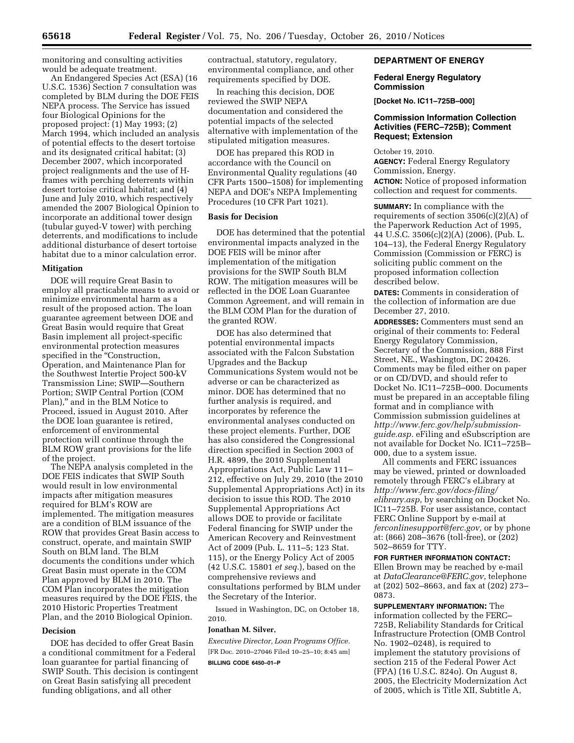monitoring and consulting activities would be adequate treatment.

An Endangered Species Act (ESA) (16 U.S.C. 1536) Section 7 consultation was completed by BLM during the DOE FEIS NEPA process. The Service has issued four Biological Opinions for the proposed project: (1) May 1993; (2) March 1994, which included an analysis of potential effects to the desert tortoise and its designated critical habitat; (3) December 2007, which incorporated project realignments and the use of H-frames with perching deterrents within desert tortoise critical habitat; and (4) June and July 2010, which respectively amended the 2007 Biological Opinion to incorporate an additional tower design (tubular guyed-V tower) with perching deterrents, and modifications to include additional disturbance of desert tortoise habitat due to a minor calculation error.

### Mitigation

DOE will require Great Basin to employ all practicable means to avoid or minimize environmental harm as a result of the proposed action. The loan guarantee agreement between DOE and Great Basin would require that Great Basin implement all project-specific environmental protection measures specified in the "Construction, Operation, and Maintenance Plan for the Southwest Intertie Project 500-kV Transmission Line; SWIP—Southern Portion; SWIP Central Portion (COM Plan)," and in the BLM Notice to Proceed, issued in August 2010. After the DOE loan guarantee is retired, enforcement of environmental protection will continue through the BLM ROW grant provisions for the life of the project.

The NEPA analysis completed in the DOE FEIS indicates that SWIP South would result in low environmental impacts after mitigation measures required for BLM's ROW are implemented. The mitigation measures are a condition of BLM issuance of the ROW that provides Great Basin access to construct, operate, and maintain SWIP South on BLM land. The BLM documents the conditions under which Great Basin must operate in the COM Plan approved by BLM in 2010. The COM Plan incorporates the mitigation measures required by the DOE FEIS, the 2010 Historic Properties Treatment Plan, and the 2010 Biological Opinion.

### Decision

DOE has decided to offer Great Basin a conditional commitment for a Federal loan guarantee for partial financing of SWIP South. This decision is contingent on Great Basin satisfying all precedent funding obligations, and all other contractual, statutory, regulatory, environmental compliance, and other requirements specified by DOE.

In reaching this decision, DOE reviewed the SWIP NEPA documentation and considered the potential impacts of the selected alternative with implementation of the stipulated mitigation measures.

DOE has prepared this ROD in accordance with the Council on Environmental Quality regulations (40 CFR Parts 1500–1508) for implementing NEPA and DOE's NEPA Implementing Procedures (10 CFR Part 1021).

### Basis for Decision

DOE has determined that the potential environmental impacts analyzed in the DOE FEIS will be minor after implementation of the mitigation provisions for the SWIP South BLM ROW. The mitigation measures will be reflected in the DOE Loan Guarantee Common Agreement, and will remain in the BLM COM Plan for the duration of the granted ROW.

DOE has also determined that potential environmental impacts associated with the Falcon Substation Upgrades and the Backup Communications System would not be adverse or can be characterized as minor. DOE has determined that no further analysis is required, and incorporates by reference the environmental analyses conducted on these project elements. Further, DOE has also considered the Congressional direction specified in Section 2003 of H.R. 4899, the 2010 Supplemental Appropriations Act, Public Law 111–212, effective on July 29, 2010 (the 2010 Supplemental Appropriations Act) in its decision to issue this ROD. The 2010 Supplemental Appropriations Act allows DOE to provide or facilitate Federal financing for SWIP under the American Recovery and Reinvestment Act of 2009 (Pub. L. 111–5; 123 Stat. 115), or the Energy Policy Act of 2005 (42 U.S.C. 15801 *et seq.*), based on the comprehensive reviews and consultations performed by BLM under the Secretary of the Interior.

Issued in Washington, DC, on October 18, 2010.

**Jonathan M. Silver,**

*Executive Director, Loan Programs Office.*

[FR Doc. 2010–27046 Filed 10–25–10; 8:45 am]

**BILLING CODE 6450–01–P**

## DEPARTMENT OF ENERGY

### Federal Energy Regulatory Commission

**[Docket No. IC11–725B–000]**

### Commission Information Collection Activities (FERC–725B); Comment Request; Extension

October 19, 2010.

**AGENCY:** Federal Energy Regulatory Commission, Energy.

**ACTION:** Notice of proposed information collection and request for comments.

**SUMMARY:** In compliance with the requirements of section 3506(c)(2)(A) of the Paperwork Reduction Act of 1995, 44 U.S.C. 3506(c)(2)(A) (2006), (Pub. L. 104–13), the Federal Energy Regulatory Commission (Commission or FERC) is soliciting public comment on the proposed information collection described below.

**DATES:** Comments in consideration of the collection of information are due December 27, 2010.

**ADDRESSES:** Commenters must send an original of their comments to: Federal Energy Regulatory Commission, Secretary of the Commission, 888 First Street, NE., Washington, DC 20426. Comments may be filed either on paper or on CD/DVD, and should refer to Docket No. IC11–725B–000. Documents must be prepared in an acceptable filing format and in compliance with Commission submission guidelines at *http://www.ferc.gov/help/submission-guide.asp.* eFiling and eSubscription are not available for Docket No. IC11–725B–000, due to a system issue.

All comments and FERC issuances may be viewed, printed or downloaded remotely through FERC's eLibrary at *http://www.ferc.gov/docs-filing/elibrary.asp*, by searching on Docket No. IC11–725B. For user assistance, contact FERC Online Support by e-mail at *ferconlinesupport@ferc.gov,* or by phone at: (866) 208–3676 (toll-free), or (202) 502–8659 for TTY.

**FOR FURTHER INFORMATION CONTACT:** Ellen Brown may be reached by e-mail at *DataClearance@FERC.gov*, telephone at (202) 502–8663, and fax at (202) 273–0873.

**SUPPLEMENTARY INFORMATION:** The information collected by the FERC–725B, Reliability Standards for Critical Infrastructure Protection (OMB Control No. 1902–0248), is required to implement the statutory provisions of section 215 of the Federal Power Act (FPA) (16 U.S.C. 824o). On August 8, 2005, the Electricity Modernization Act of 2005, which is Title XII, Subtitle A,